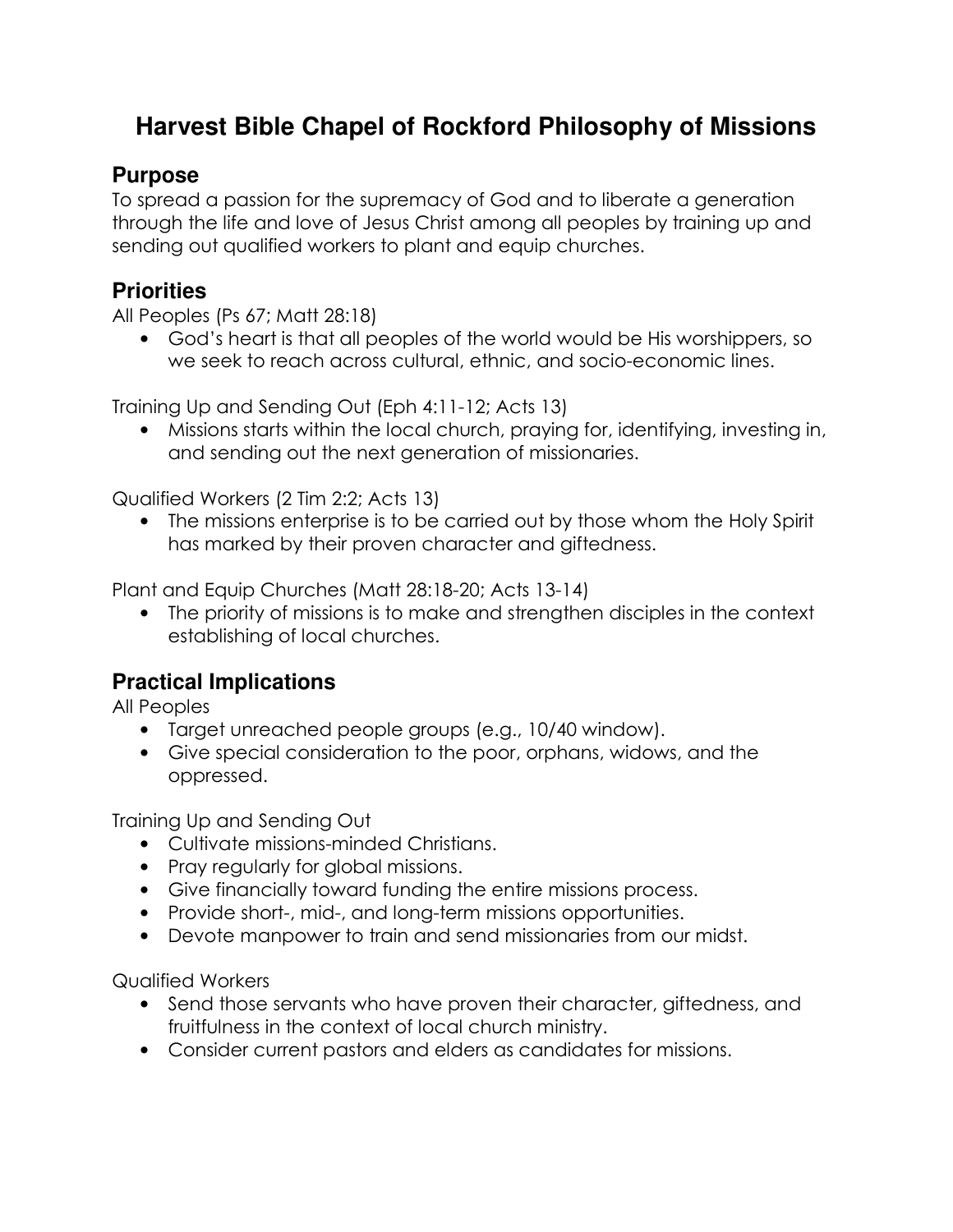# Harvest Bible Chapel of Rockford Philosophy of Missions

## Purpose

To spread a passion for the supremacy of God and to liberate a generation through the life and love of Jesus Christ among all peoples by training up and sending out qualified workers to plant and equip churches.

## Priorities

All Peoples (Ps 67; Matt 28:18)

- God's heart is that all peoples of the world would be His worshippers, so we seek to reach across cultural, ethnic, and socio-economic lines.

Training Up and Sending Out (Eph 4:11-12; Acts 13)

- Missions starts within the local church, praying for, identifying, investing in, and sending out the next generation of missionaries.

Qualified Workers (2 Tim 2:2; Acts 13)

- The missions enterprise is to be carried out by those whom the Holy Spirit has marked by their proven character and giftedness.

Plant and Equip Churches (Matt 28:18-20; Acts 13-14)

- The priority of missions is to make and strengthen disciples in the context establishing of local churches.

## Practical Implications

All Peoples

- Target unreached people groups (e.g., 10/40 window).
- Give special consideration to the poor, orphans, widows, and the oppressed.

Training Up and Sending Out

- Cultivate missions-minded Christians.
- Pray regularly for global missions.
- Give financially toward funding the entire missions process.
- Provide short-, mid-, and long-term missions opportunities.
- Devote manpower to train and send missionaries from our midst.

Qualified Workers

- Send those servants who have proven their character, giftedness, and fruitfulness in the context of local church ministry.
- Consider current pastors and elders as candidates for missions.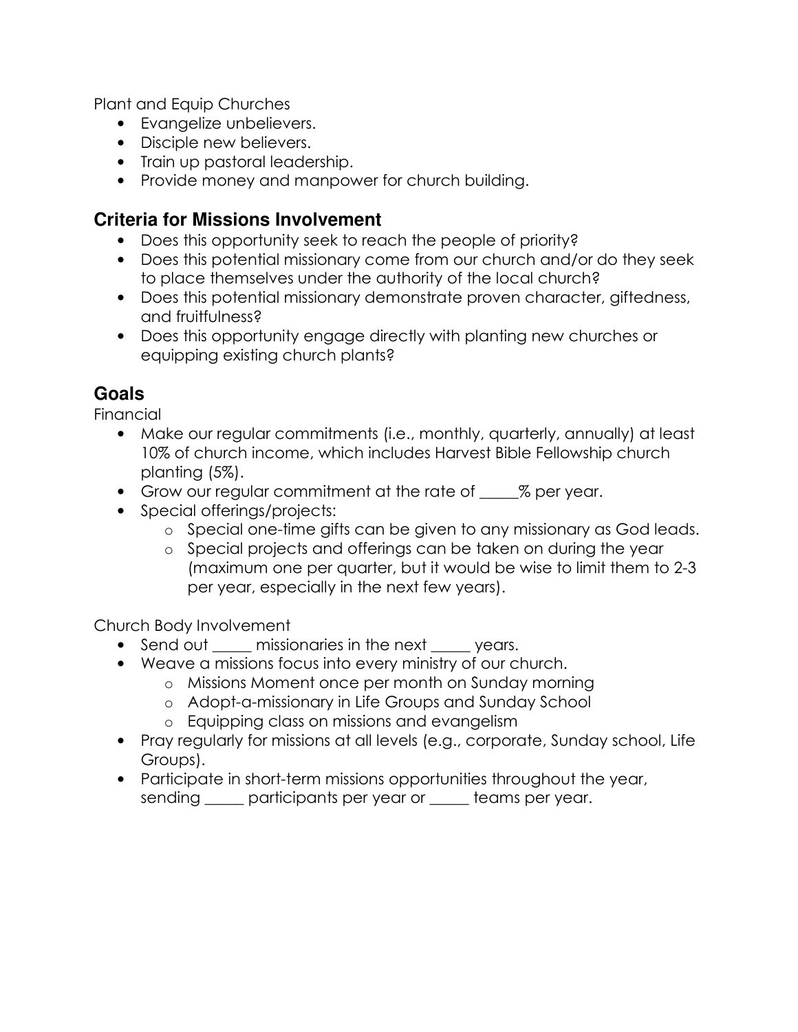Plant and Equip Churches

- Evangelize unbelievers.
- Disciple new believers.
- Train up pastoral leadership.
- Provide money and manpower for church building.

## Criteria for Missions Involvement

- Does this opportunity seek to reach the people of priority?
- Does this potential missionary come from our church and/or do they seek to place themselves under the authority of the local church?
- Does this potential missionary demonstrate proven character, giftedness, and fruitfulness?
- Does this opportunity engage directly with planting new churches or equipping existing church plants?

## Goals

Financial

- Make our regular commitments (i.e., monthly, quarterly, annually) at least 10% of church income, which includes Harvest Bible Fellowship church planting (5%).
- Grow our regular commitment at the rate of _____% per year.
- Special offerings/projects:
    - Special one-time gifts can be given to any missionary as God leads.
    - Special projects and offerings can be taken on during the year (maximum one per quarter, but it would be wise to limit them to 2-3 per year, especially in the next few years).

Church Body Involvement

- Send out _____ missionaries in the next _____ years.
- Weave a missions focus into every ministry of our church.
    - Missions Moment once per month on Sunday morning
    - Adopt-a-missionary in Life Groups and Sunday School
    - Equipping class on missions and evangelism
- Pray regularly for missions at all levels (e.g., corporate, Sunday school, Life Groups).
- Participate in short-term missions opportunities throughout the year, sending _____ participants per year or _____ teams per year.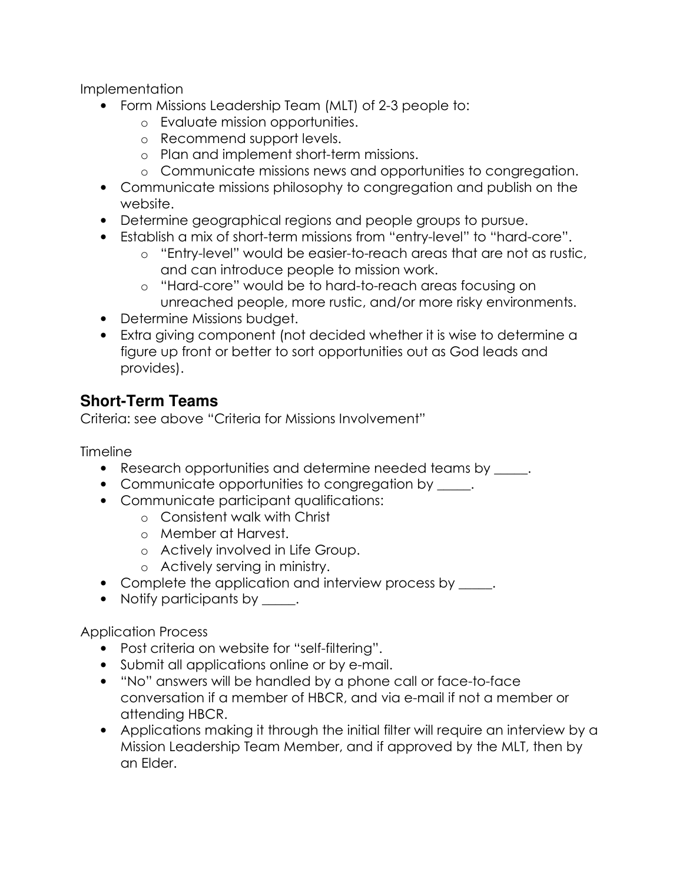Implementation

- Form Missions Leadership Team (MLT) of 2-3 people to:
    - Evaluate mission opportunities.
    - Recommend support levels.
    - Plan and implement short-term missions.
    - Communicate missions news and opportunities to congregation.
- Communicate missions philosophy to congregation and publish on the website.
- Determine geographical regions and people groups to pursue.
- Establish a mix of short-term missions from "entry-level" to "hard-core".
    - "Entry-level" would be easier-to-reach areas that are not as rustic, and can introduce people to mission work.
    - "Hard-core" would be to hard-to-reach areas focusing on unreached people, more rustic, and/or more risky environments.
- Determine Missions budget.
- Extra giving component (not decided whether it is wise to determine a figure up front or better to sort opportunities out as God leads and provides).

## Short-Term Teams

Criteria: see above "Criteria for Missions Involvement"

Timeline

- Research opportunities and determine needed teams by _____.
- Communicate opportunities to congregation by _____.
- Communicate participant qualifications:
    - Consistent walk with Christ
    - Member at Harvest.
    - Actively involved in Life Group.
    - Actively serving in ministry.
- Complete the application and interview process by _____.
- Notify participants by _____.

Application Process

- Post criteria on website for "self-filtering".
- Submit all applications online or by e-mail.
- "No" answers will be handled by a phone call or face-to-face conversation if a member of HBCR, and via e-mail if not a member or attending HBCR.
- Applications making it through the initial filter will require an interview by a Mission Leadership Team Member, and if approved by the MLT, then by an Elder.